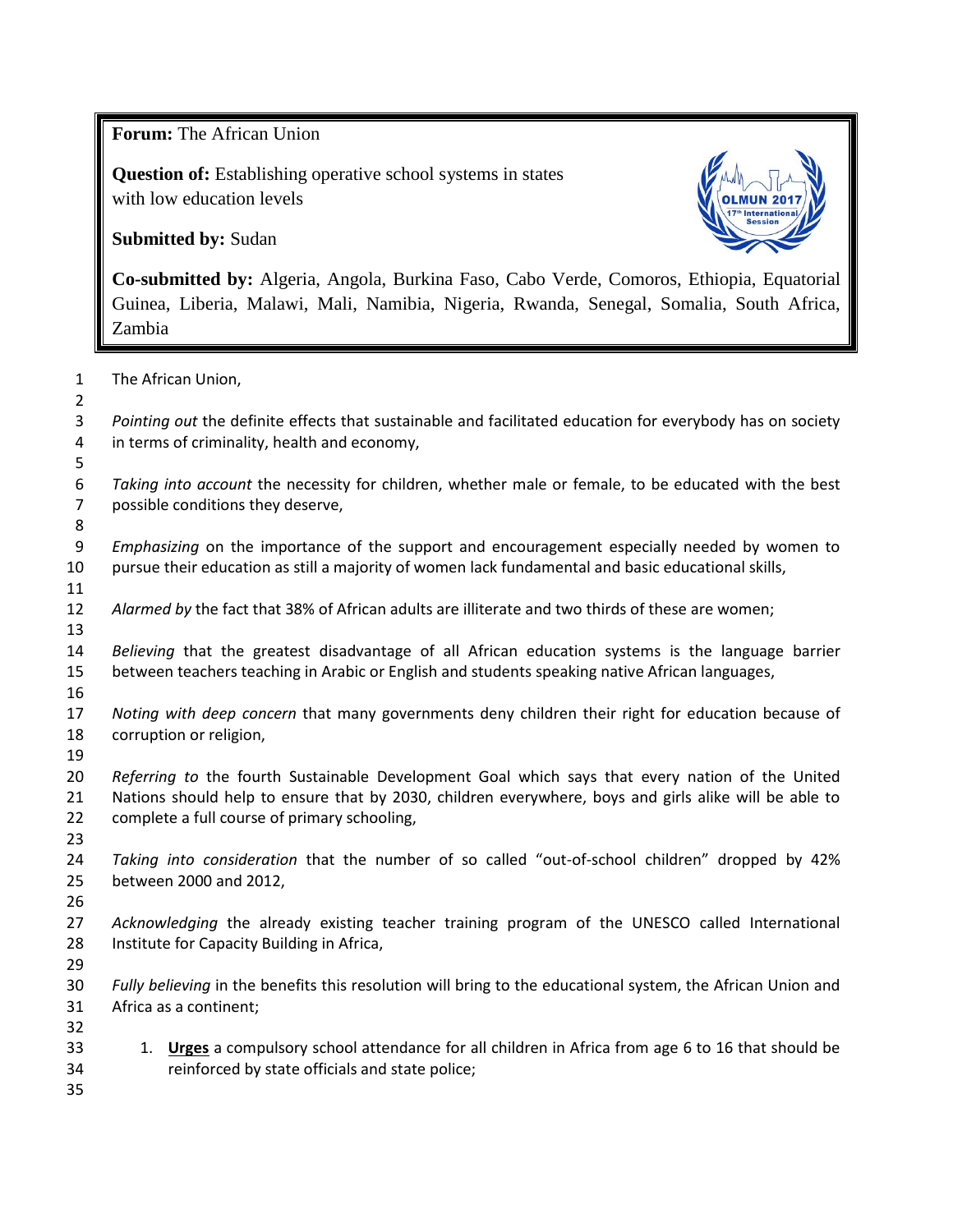**Forum:** The African Union

**Question of:** Establishing operative school systems in states with low education levels

**Submitted by:** Sudan

**Co-submitted by:** Algeria, Angola, Burkina Faso, Cabo Verde, Comoros, Ethiopia, Equatorial Guinea, Liberia, Malawi, Mali, Namibia, Nigeria, Rwanda, Senegal, Somalia, South Africa, Zambia

The African Union,

*Pointing out* the definite effects that sustainable and facilitated education for everybody has on society in terms of criminality, health and economy,

*Taking into account* the necessity for children, whether male or female, to be educated with the best possible conditions they deserve,

*Emphasizing* on the importance of the support and encouragement especially needed by women to pursue their education as still a majority of women lack fundamental and basic educational skills,

*Alarmed by* the fact that 38% of African adults are illiterate and two thirds of these are women;

*Believing* that the greatest disadvantage of all African education systems is the language barrier between teachers teaching in Arabic or English and students speaking native African languages,

*Noting with deep concern* that many governments deny children their right for education because of corruption or religion,

*Referring to* the fourth Sustainable Development Goal which says that every nation of the United Nations should help to ensure that by 2030, children everywhere, boys and girls alike will be able to complete a full course of primary schooling,

*Taking into consideration* that the number of so called "out-of-school children" dropped by 42% between 2000 and 2012,

*Acknowledging* the already existing teacher training program of the UNESCO called International Institute for Capacity Building in Africa,

*Fully believing* in the benefits this resolution will bring to the educational system, the African Union and Africa as a continent;

1. **Urges** a compulsory school attendance for all children in Africa from age 6 to 16 that should be reinforced by state officials and state police;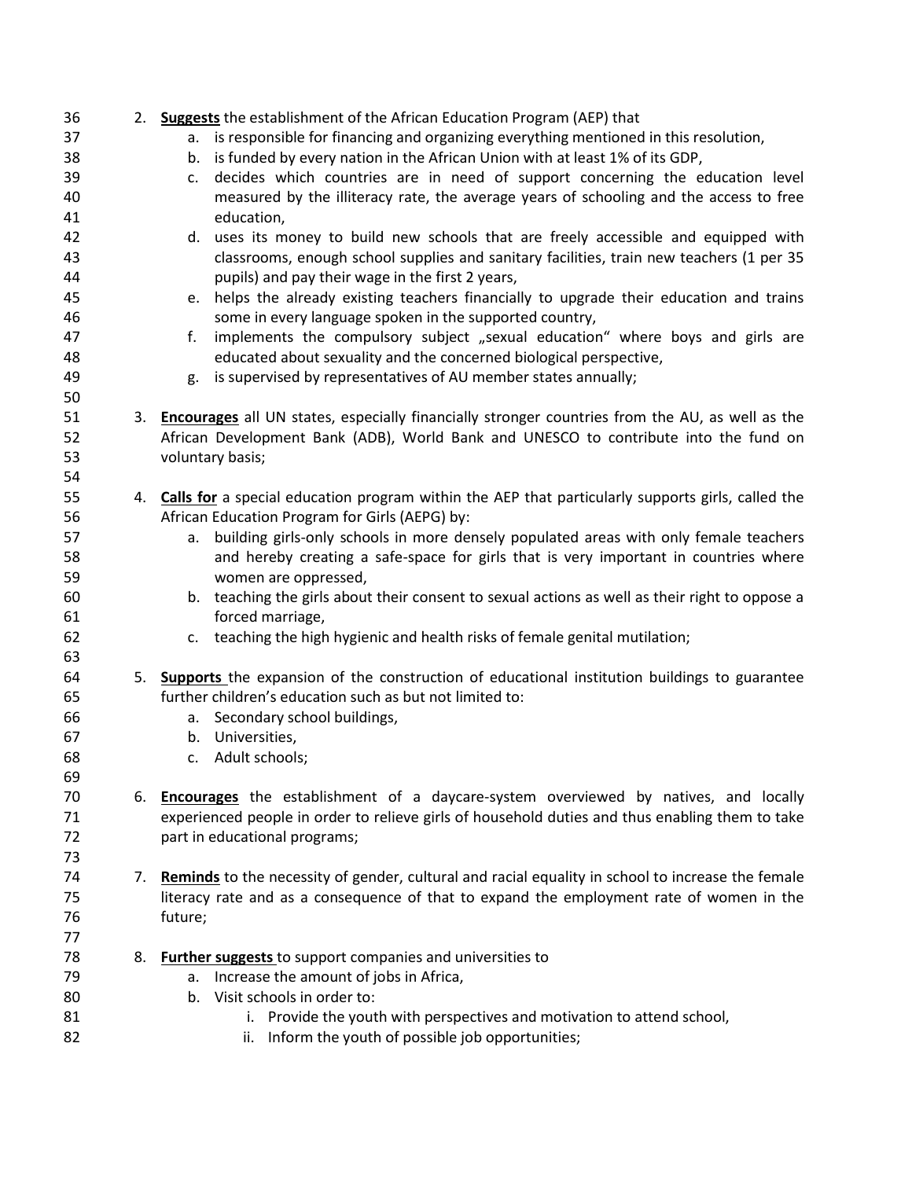2. **Suggests** the establishment of the African Education Program (AEP) that
    a. is responsible for financing and organizing everything mentioned in this resolution,
    b. is funded by every nation in the African Union with at least 1% of its GDP,
    c. decides which countries are in need of support concerning the education level measured by the illiteracy rate, the average years of schooling and the access to free education,
    d. uses its money to build new schools that are freely accessible and equipped with classrooms, enough school supplies and sanitary facilities, train new teachers (1 per 35 pupils) and pay their wage in the first 2 years,
    e. helps the already existing teachers financially to upgrade their education and trains some in every language spoken in the supported country,
    f. implements the compulsory subject „sexual education" where boys and girls are educated about sexuality and the concerned biological perspective,
    g. is supervised by representatives of AU member states annually;

3. **Encourages** all UN states, especially financially stronger countries from the AU, as well as the African Development Bank (ADB), World Bank and UNESCO to contribute into the fund on voluntary basis;

4. **Calls for** a special education program within the AEP that particularly supports girls, called the African Education Program for Girls (AEPG) by:
    a. building girls-only schools in more densely populated areas with only female teachers and hereby creating a safe-space for girls that is very important in countries where women are oppressed,
    b. teaching the girls about their consent to sexual actions as well as their right to oppose a forced marriage,
    c. teaching the high hygienic and health risks of female genital mutilation;

5. **Supports** the expansion of the construction of educational institution buildings to guarantee further children's education such as but not limited to:
    a. Secondary school buildings,
    b. Universities,
    c. Adult schools;

6. **Encourages** the establishment of a daycare-system overviewed by natives, and locally experienced people in order to relieve girls of household duties and thus enabling them to take part in educational programs;

7. **Reminds** to the necessity of gender, cultural and racial equality in school to increase the female literacy rate and as a consequence of that to expand the employment rate of women in the future;

8. **Further suggests** to support companies and universities to
    a. Increase the amount of jobs in Africa,
    b. Visit schools in order to:
        i. Provide the youth with perspectives and motivation to attend school,
        ii. Inform the youth of possible job opportunities;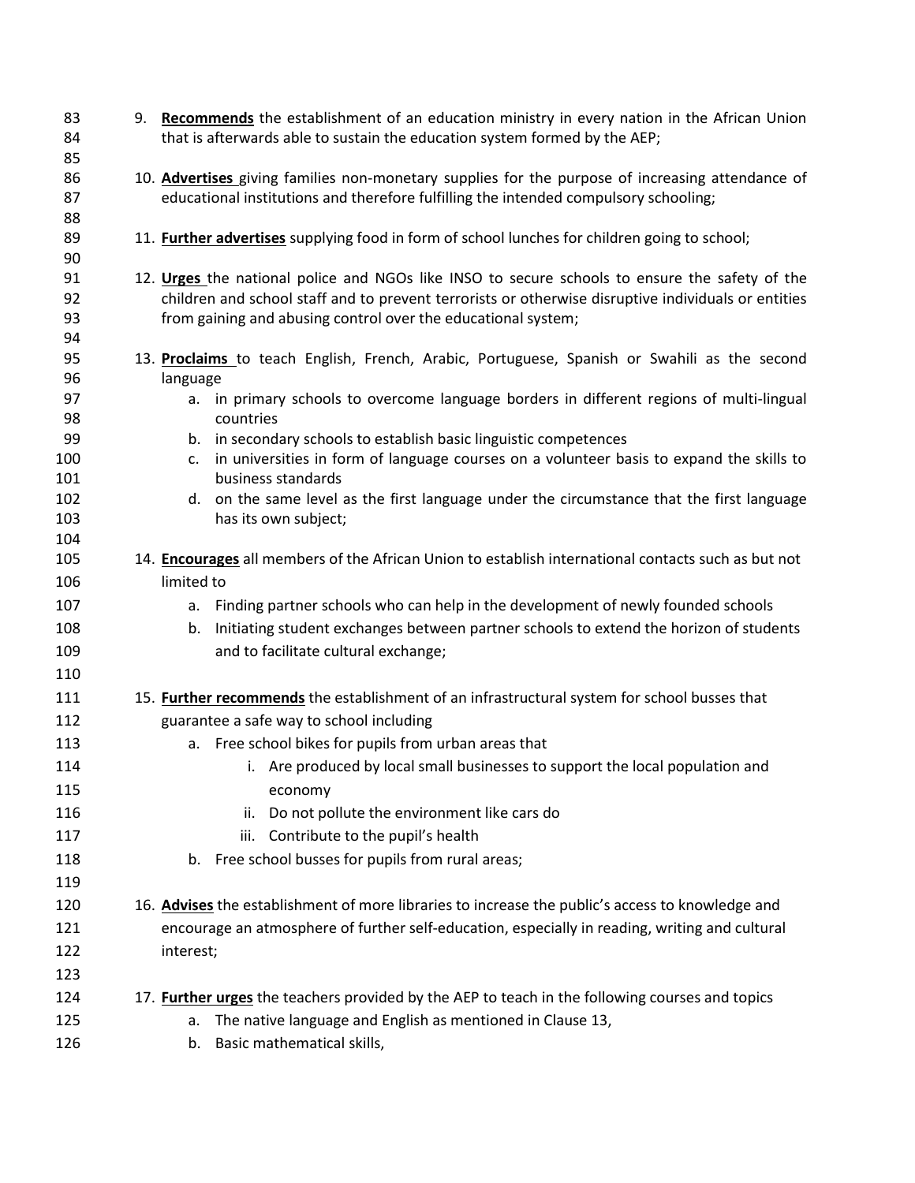9. **Recommends** the establishment of an education ministry in every nation in the African Union that is afterwards able to sustain the education system formed by the AEP;

10. **Advertises** giving families non-monetary supplies for the purpose of increasing attendance of educational institutions and therefore fulfilling the intended compulsory schooling;

11. **Further advertises** supplying food in form of school lunches for children going to school;

12. **Urges** the national police and NGOs like INSO to secure schools to ensure the safety of the children and school staff and to prevent terrorists or otherwise disruptive individuals or entities from gaining and abusing control over the educational system;

13. **Proclaims** to teach English, French, Arabic, Portuguese, Spanish or Swahili as the second language
    a. in primary schools to overcome language borders in different regions of multi-lingual countries
    b. in secondary schools to establish basic linguistic competences
    c. in universities in form of language courses on a volunteer basis to expand the skills to business standards
    d. on the same level as the first language under the circumstance that the first language has its own subject;

14. **Encourages** all members of the African Union to establish international contacts such as but not limited to
    a. Finding partner schools who can help in the development of newly founded schools
    b. Initiating student exchanges between partner schools to extend the horizon of students and to facilitate cultural exchange;

15. **Further recommends** the establishment of an infrastructural system for school busses that guarantee a safe way to school including
    a. Free school bikes for pupils from urban areas that
        i. Are produced by local small businesses to support the local population and economy
        ii. Do not pollute the environment like cars do
        iii. Contribute to the pupil's health
    b. Free school busses for pupils from rural areas;

16. **Advises** the establishment of more libraries to increase the public's access to knowledge and encourage an atmosphere of further self-education, especially in reading, writing and cultural interest;

17. **Further urges** the teachers provided by the AEP to teach in the following courses and topics
    a. The native language and English as mentioned in Clause 13,
    b. Basic mathematical skills,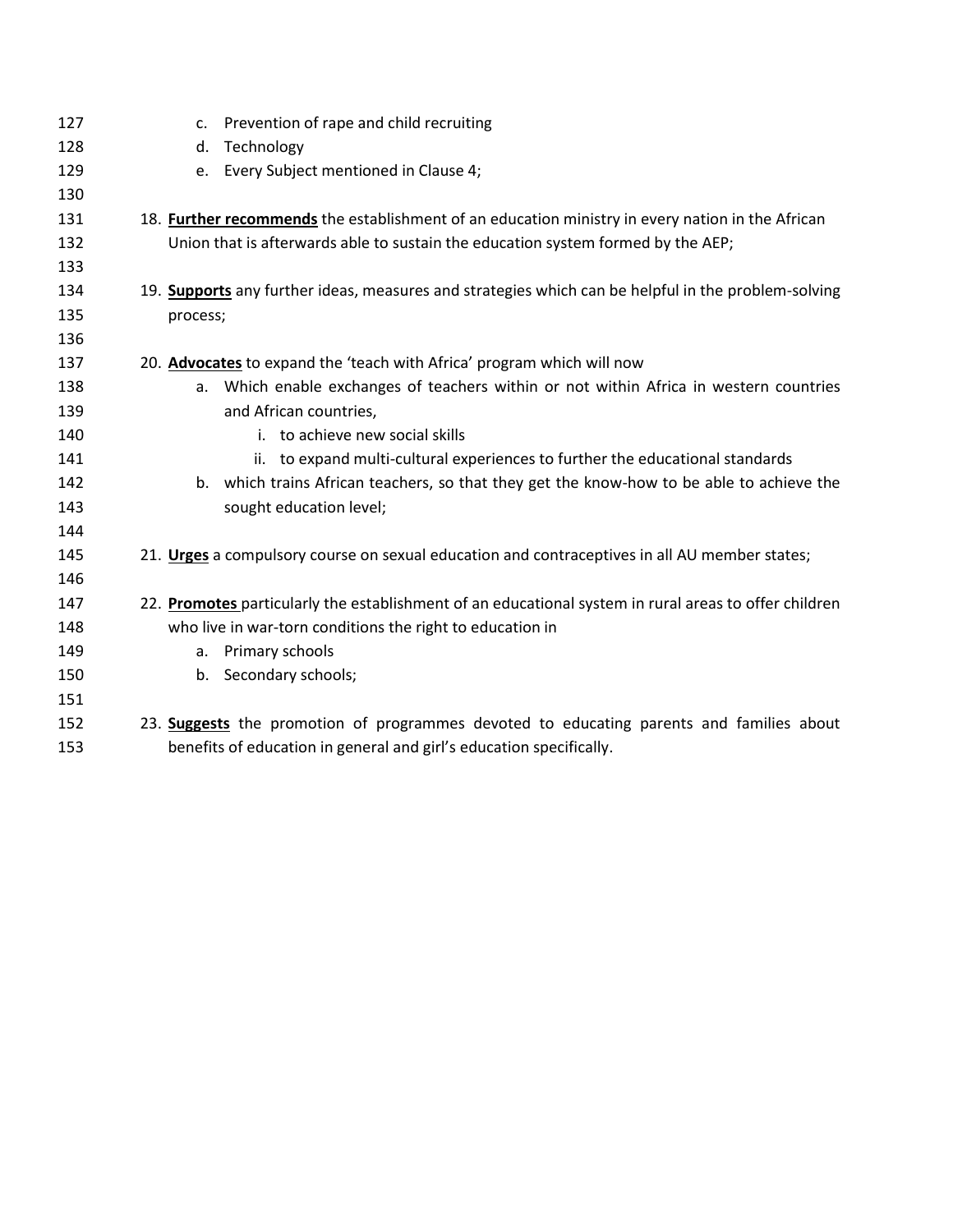c. Prevention of rape and child recruiting
d. Technology
e. Every Subject mentioned in Clause 4;

18. **Further recommends** the establishment of an education ministry in every nation in the African Union that is afterwards able to sustain the education system formed by the AEP;

19. **Supports** any further ideas, measures and strategies which can be helpful in the problem-solving process;

20. **Advocates** to expand the 'teach with Africa' program which will now
    a. Which enable exchanges of teachers within or not within Africa in western countries and African countries,
        i. to achieve new social skills
        ii. to expand multi-cultural experiences to further the educational standards
    b. which trains African teachers, so that they get the know-how to be able to achieve the sought education level;

21. **Urges** a compulsory course on sexual education and contraceptives in all AU member states;

22. **Promotes** particularly the establishment of an educational system in rural areas to offer children who live in war-torn conditions the right to education in
    a. Primary schools
    b. Secondary schools;

23. **Suggests** the promotion of programmes devoted to educating parents and families about benefits of education in general and girl's education specifically.